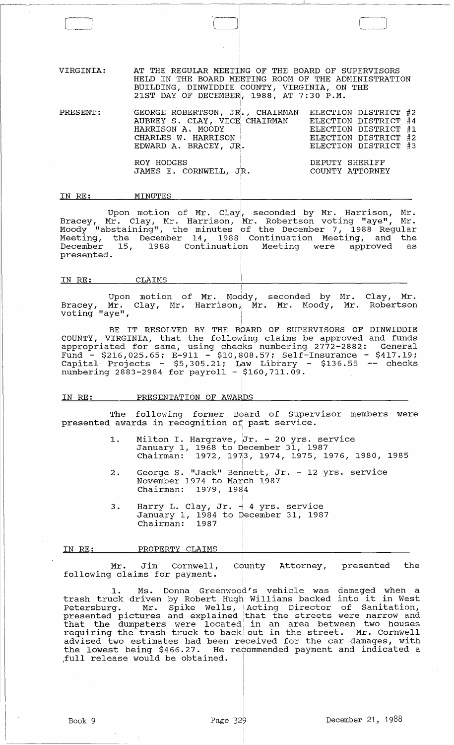VIRGINIA: AT THE REGULAR MEETING OF THE BOARD OF SUPERVISORS HELD IN THE BOARD MEETING ROOM OF THE ADMINISTRATION BUILDING, DINWIDDIE COUNTY, VIRGINIA, ON THE 21ST DAY OF DECEMBER, 1988, AT 7:30 P.M.

| PRESENT: | | |
|---|---|---|
| | GEORGE ROBERTSON, JR., CHAIRMAN | ELECTION DISTRICT #2 |
| | AUBREY S. CLAY, VICE CHAIRMAN | ELECTION DISTRICT #4 |
| | HARRISON A. MOODY | ELECTION DISTRICT #1 |
| | CHARLES W. HARRISON | ELECTION DISTRICT #2 |
| | EDWARD A. BRACEY, JR. | ELECTION DISTRICT #3 |
| | ROY HODGES | DEPUTY SHERIFF |
| | JAMES E. CORNWELL, JR. | COUNTY ATTORNEY |

## IN RE: MINUTES

Upon motion of Mr. Clay, seconded by Mr. Harrison, Mr. Bracey, Mr. Clay, Mr. Harrison, Mr. Robertson voting "aye", Mr. Moody "abstaining", the minutes of the December 7, 1988 Regular Meeting, the December 14, 1988 Continuation Meeting, and the December 15, 1988 Continuation Meeting were approved as presented.

## IN RE: CLAIMS

Upon motion of Mr. Moody, seconded by Mr. Clay, Mr. Bracey, Mr. Clay, Mr. Harrison, Mr. Mr. Moody, Mr. Robertson voting "aye",

BE IT RESOLVED BY THE BOARD OF SUPERVISORS OF DINWIDDIE COUNTY, VIRGINIA, that the following claims be approved and funds appropriated for same, using checks numbering 2772-2882: General Fund - $216,025.65; E-911 - $10,808.57; Self-Insurance - $417.19; Capital Projects - $5,305.21; Law Library - $136.55 -- checks numbering 2883-2984 for payroll - $160,711.09.

## IN RE: PRESENTATION OF AWARDS

The following former Board of Supervisor members were presented awards in recognition of past service.

1. Milton I. Hargrave, Jr. - 20 yrs. service
   January 1, 1968 to December 31, 1987
   Chairman: 1972, 1973, 1974, 1975, 1976, 1980, 1985

2. George S. "Jack" Bennett, Jr. - 12 yrs. service
   November 1974 to March 1987
   Chairman: 1979, 1984

3. Harry L. Clay, Jr. - 4 yrs. service
   January 1, 1984 to December 31, 1987
   Chairman: 1987

## IN RE: PROPERTY CLAIMS

Mr. Jim Cornwell, County Attorney, presented the following claims for payment.

1. Ms. Donna Greenwood's vehicle was damaged when a trash truck driven by Robert Hugh Williams backed into it in West Petersburg. Mr. Spike Wells, Acting Director of Sanitation, presented pictures and explained that the streets were narrow and that the dumpsters were located in an area between two houses requiring the trash truck to back out in the street. Mr. Cornwell advised two estimates had been received for the car damages, with the lowest being $466.27. He recommended payment and indicated a full release would be obtained.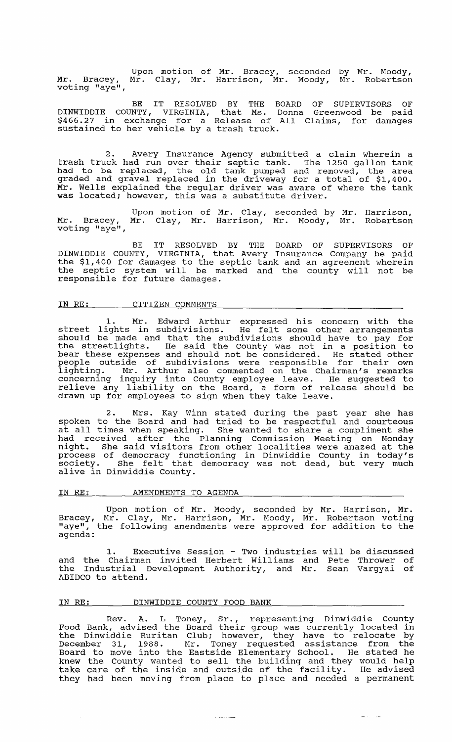Upon motion of Mr. Bracey, seconded by Mr. Moody, Mr. Bracey, Mr. Clay, Mr. Harrison, Mr. Moody, Mr. Robertson voting "aye",

BE IT RESOLVED BY THE BOARD OF SUPERVISORS OF DINWIDDIE COUNTY, VIRGINIA, that Ms. Donna Greenwood be paid $466.27 in exchange for a Release of All Claims, for damages sustained to her vehicle by a trash truck.

2. Avery Insurance Agency submitted a claim wherein a trash truck had run over their septic tank. The 1250 gallon tank had to be replaced, the old tank pumped and removed, the area graded and gravel replaced in the driveway for a total of $1,400. Mr. Wells explained the regular driver was aware of where the tank was located; however, this was a substitute driver.

Upon motion of Mr. Clay, seconded by Mr. Harrison, Mr. Bracey, Mr. Clay, Mr. Harrison, Mr. Moody, Mr. Robertson voting "aye",

BE IT RESOLVED BY THE BOARD OF SUPERVISORS OF DINWIDDIE COUNTY, VIRGINIA, that Avery Insurance Company be paid the $1,400 for damages to the septic tank and an agreement wherein the septic system will be marked and the county will not be responsible for future damages.

IN RE: CITIZEN COMMENTS

1. Mr. Edward Arthur expressed his concern with the street lights in subdivisions. He felt some other arrangements should be made and that the subdivisions should have to pay for the streetlights. He said the County was not in a position to bear these expenses and should not be considered. He stated other people outside of subdivisions were responsible for their own lighting. Mr. Arthur also commented on the Chairman's remarks concerning inquiry into County employee leave. He suggested to relieve any liability on the Board, a form of release should be drawn up for employees to sign when they take leave.

2. Mrs. Kay Winn stated during the past year she has spoken to the Board and had tried to be respectful and courteous at all times when speaking. She wanted to share a compliment she had received after the Planning Commission Meeting on Monday night. She said visitors from other localities were amazed at the process of democracy functioning in Dinwiddie County in today's society. She felt that democracy was not dead, but very much alive in Dinwiddie County.

IN RE: AMENDMENTS TO AGENDA

Upon motion of Mr. Moody, seconded by Mr. Harrison, Mr. Bracey, Mr. Clay, Mr. Harrison, Mr. Moody, Mr. Robertson voting "aye", the following amendments were approved for addition to the agenda:

1. Executive Session - Two industries will be discussed and the Chairman invited Herbert Williams and Pete Thrower of the Industrial Development Authority, and Mr. Sean Vargyai of ABIDCO to attend.

IN RE: DINWIDDIE COUNTY FOOD BANK

Rev. A. L Toney, Sr., representing Dinwiddie County Food Bank, advised the Board their group was currently located in the Dinwiddie Ruritan Club; however, they have to relocate by December 31, 1988. Mr. Toney requested assistance from the Board to move into the Eastside Elementary School. He stated he knew the County wanted to sell the building and they would help take care of the inside and outside of the facility. He advised they had been moving from place to place and needed a permanent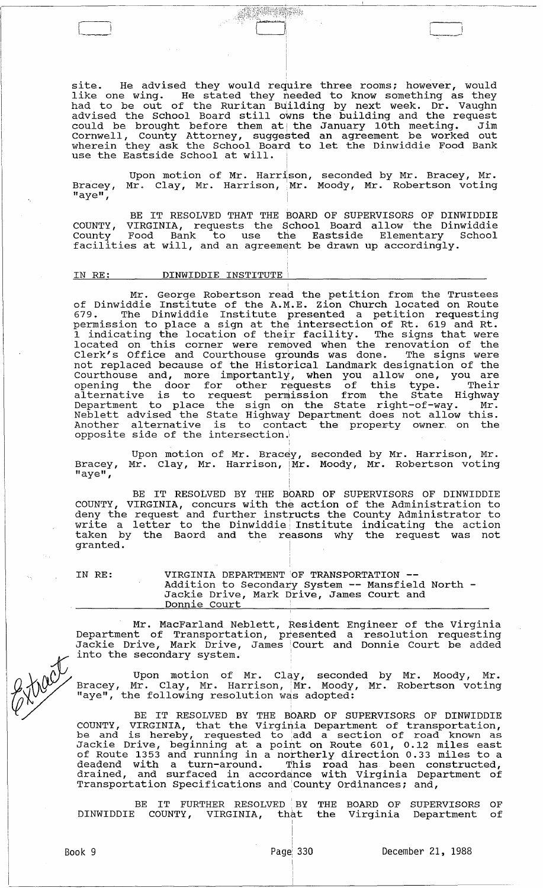site. He advised they would require three rooms; however, would like one wing. He stated they needed to know something as they had to be out of the Ruritan Building by next week. Dr. Vaughn advised the School Board still owns the building and the request could be brought before them at the January 10th meeting. Jim Cornwell, County Attorney, suggested an agreement be worked out wherein they ask the School Board to let the Dinwiddie Food Bank use the Eastside School at will.

Upon motion of Mr. Harrison, seconded by Mr. Bracey, Mr. Bracey, Mr. Clay, Mr. Harrison, Mr. Moody, Mr. Robertson voting "aye",

BE IT RESOLVED THAT THE BOARD OF SUPERVISORS OF DINWIDDIE COUNTY, VIRGINIA, requests the School Board allow the Dinwiddie County Food Bank to use the Eastside Elementary School facilities at will, and an agreement be drawn up accordingly.

IN RE: DINWIDDIE INSTITUTE

Mr. George Robertson read the petition from the Trustees of Dinwiddie Institute of the A.M.E. Zion Church located on Route 679. The Dinwiddie Institute presented a petition requesting permission to place a sign at the intersection of Rt. 619 and Rt. 1 indicating the location of their facility. The signs that were located on this corner were removed when the renovation of the Clerk's Office and Courthouse grounds was done. The signs were not replaced because of the Historical Landmark designation of the Courthouse and, more importantly, when you allow one, you are opening the door for other requests of this type. Their alternative is to request permission from the State Highway Department to place the sign on the State right-of-way. Mr. Neblett advised the State Highway Department does not allow this. Another alternative is to contact the property owner on the opposite side of the intersection.

Upon motion of Mr. Bracey, seconded by Mr. Harrison, Mr. Bracey, Mr. Clay, Mr. Harrison, Mr. Moody, Mr. Robertson voting "aye",

BE IT RESOLVED BY THE BOARD OF SUPERVISORS OF DINWIDDIE COUNTY, VIRGINIA, concurs with the action of the Administration to deny the request and further instructs the County Administrator to write a letter to the Dinwiddie Institute indicating the action taken by the Baord and the reasons why the request was not granted.

IN RE: VIRGINIA DEPARTMENT OF TRANSPORTATION -- Addition to Secondary System -- Mansfield North - Jackie Drive, Mark Drive, James Court and Donnie Court

Mr. MacFarland Neblett, Resident Engineer of the Virginia Department of Transportation, presented a resolution requesting Jackie Drive, Mark Drive, James Court and Donnie Court be added into the secondary system.

Upon motion of Mr. Clay, seconded by Mr. Moody, Mr. Bracey, Mr. Clay, Mr. Harrison, Mr. Moody, Mr. Robertson voting "aye", the following resolution was adopted:

BE IT RESOLVED BY THE BOARD OF SUPERVISORS OF DINWIDDIE COUNTY, VIRGINIA, that the Virginia Department of transportation, be and is hereby, requested to add a section of road known as Jackie Drive, beginning at a point on Route 601, 0.12 miles east of Route 1353 and running in a northerly direction 0.33 miles to a deadend with a turn-around. This road has been constructed, drained, and surfaced in accordance with Virginia Department of Transportation Specifications and County Ordinances; and,

BE IT FURTHER RESOLVED BY THE BOARD OF SUPERVISORS OF DINWIDDIE COUNTY, VIRGINIA, that the Virginia Department of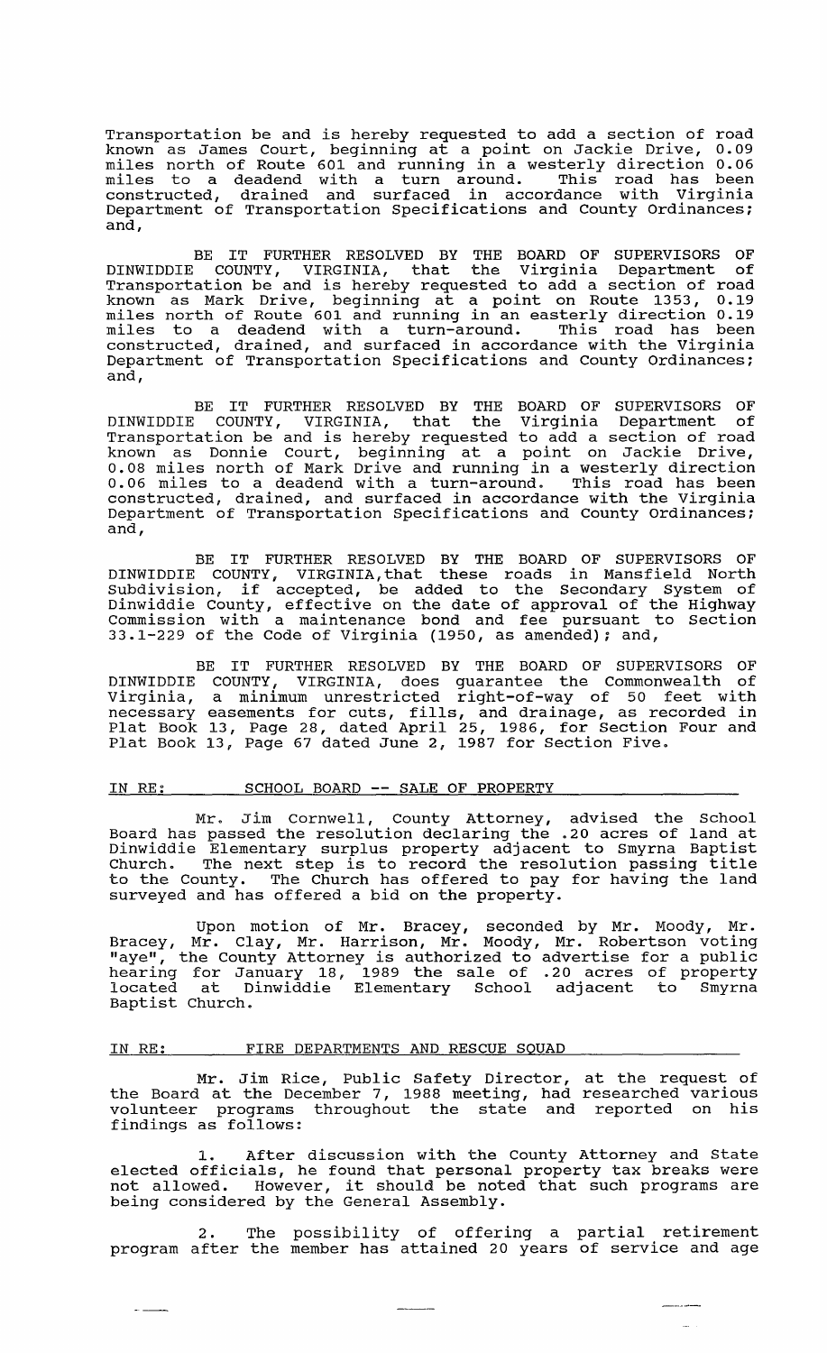Transportation be and is hereby requested to add a section of road known as James Court, beginning at a point on Jackie Drive, 0.09 miles north of Route 601 and running in a westerly direction 0.06 miles to a deadend with a turn around. This road has been constructed, drained and surfaced in accordance with Virginia Department of Transportation Specifications and County Ordinances; and,

BE IT FURTHER RESOLVED BY THE BOARD OF SUPERVISORS OF DINWIDDIE COUNTY, VIRGINIA, that the Virginia Department of Transportation be and is hereby requested to add a section of road known as Mark Drive, beginning at a point on Route 1353, 0.19 miles north of Route 601 and running in an easterly direction 0.19 miles to a deadend with a turn-around. This road has been constructed, drained, and surfaced in accordance with the Virginia Department of Transportation Specifications and County Ordinances; and,

BE IT FURTHER RESOLVED BY THE BOARD OF SUPERVISORS OF DINWIDDIE COUNTY, VIRGINIA, that the Virginia Department of Transportation be and is hereby requested to add a section of road known as Donnie Court, beginning at a point on Jackie Drive, 0.08 miles north of Mark Drive and running in a westerly direction 0.06 miles to a deadend with a turn-around. This road has been constructed, drained, and surfaced in accordance with the Virginia Department of Transportation Specifications and County Ordinances; and,

BE IT FURTHER RESOLVED BY THE BOARD OF SUPERVISORS OF DINWIDDIE COUNTY, VIRGINIA,that these roads in Mansfield North Subdivision, if accepted, be added to the Secondary System of Dinwiddie County, effective on the date of approval of the Highway Commission with a maintenance bond and fee pursuant to Section 33.1-229 of the Code of Virginia (1950, as amended); and,

BE IT FURTHER RESOLVED BY THE BOARD OF SUPERVISORS OF DINWIDDIE COUNTY, VIRGINIA, does guarantee the Commonwealth of Virginia, a minimum unrestricted right-of-way of 50 feet with necessary easements for cuts, fills, and drainage, as recorded in Plat Book 13, Page 28, dated April 25, 1986, for Section Four and Plat Book 13, Page 67 dated June 2, 1987 for Section Five.

IN RE: SCHOOL BOARD -- SALE OF PROPERTY

Mr. Jim Cornwell, County Attorney, advised the School Board has passed the resolution declaring the .20 acres of land at Dinwiddie Elementary surplus property adjacent to Smyrna Baptist Church. The next step is to record the resolution passing title to the County. The Church has offered to pay for having the land surveyed and has offered a bid on the property.

Upon motion of Mr. Bracey, seconded by Mr. Moody, Mr. Bracey, Mr. Clay, Mr. Harrison, Mr. Moody, Mr. Robertson voting "aye", the County Attorney is authorized to advertise for a public hearing for January 18, 1989 the sale of .20 acres of property located at Dinwiddie Elementary School adjacent to Smyrna Baptist Church.

IN RE: FIRE DEPARTMENTS AND RESCUE SQUAD

Mr. Jim Rice, Public Safety Director, at the request of the Board at the December 7, 1988 meeting, had researched various volunteer programs throughout the state and reported on his findings as follows:

1. After discussion with the County Attorney and State elected officials, he found that personal property tax breaks were not allowed. However, it should be noted that such programs are being considered by the General Assembly.

2. The possibility of offering a partial retirement program after the member has attained 20 years of service and age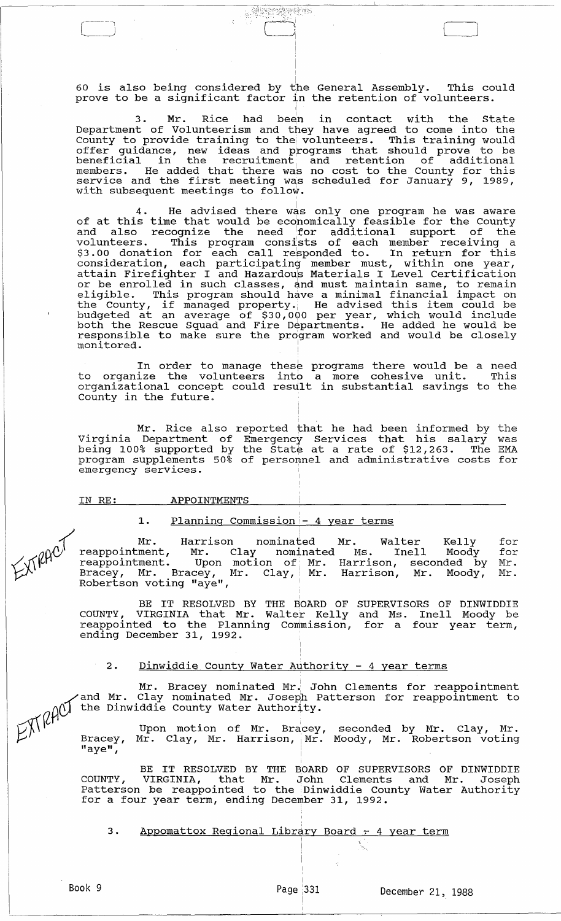60 is also being considered by the General Assembly. This could prove to be a significant factor in the retention of volunteers.

3. Mr. Rice had been in contact with the State Department of Volunteerism and they have agreed to come into the County to provide training to the volunteers. This training would offer guidance, new ideas and programs that should prove to be beneficial in the recruitment and retention of additional members. He added that there was no cost to the County for this service and the first meeting was scheduled for January 9, 1989, with subsequent meetings to follow.

4. He advised there was only one program he was aware of at this time that would be economically feasible for the County and also recognize the need for additional support of the volunteers. This program consists of each member receiving a $3.00 donation for each call responded to. In return for this consideration, each participating member must, within one year, attain Firefighter I and Hazardous Materials I Level Certification or be enrolled in such classes, and must maintain same, to remain eligible. This program should have a minimal financial impact on the County, if managed property. He advised this item could be budgeted at an average of $30,000 per year, which would include both the Rescue Squad and Fire Departments. He added he would be responsible to make sure the program worked and would be closely monitored.

In order to manage these programs there would be a need to organize the volunteers into a more cohesive unit. This organizational concept could result in substantial savings to the County in the future.

Mr. Rice also reported that he had been informed by the Virginia Department of Emergency Services that his salary was being 100% supported by the State at a rate of $12,263. The EMA program supplements 50% of personnel and administrative costs for emergency services.

IN RE: APPOINTMENTS

1. Planning Commission - 4 year terms

EXTRACT

Mr. Harrison nominated Mr. Walter Kelly for reappointment, Mr. Clay nominated Ms. Inell Moody for reappointment. Upon motion of Mr. Harrison, seconded by Mr. Bracey, Mr. Bracey, Mr. Clay, Mr. Harrison, Mr. Moody, Mr. Robertson voting "aye",

BE IT RESOLVED BY THE BOARD OF SUPERVISORS OF DINWIDDIE COUNTY, VIRGINIA that Mr. Walter Kelly and Ms. Inell Moody be reappointed to the Planning Commission, for a four year term, ending December 31, 1992.

2. Dinwiddie County Water Authority - 4 year terms

EXTRACT

Mr. Bracey nominated Mr. John Clements for reappointment and Mr. Clay nominated Mr. Joseph Patterson for reappointment to the Dinwiddie County Water Authority.

Upon motion of Mr. Bracey, seconded by Mr. Clay, Mr. Bracey, Mr. Clay, Mr. Harrison, Mr. Moody, Mr. Robertson voting "aye",

BE IT RESOLVED BY THE BOARD OF SUPERVISORS OF DINWIDDIE COUNTY, VIRGINIA, that Mr. John Clements and Mr. Joseph Patterson be reappointed to the Dinwiddie County Water Authority for a four year term, ending December 31, 1992.

3. Appomattox Regional Library Board - 4 year term

Book 9 Page 331 December 21, 1988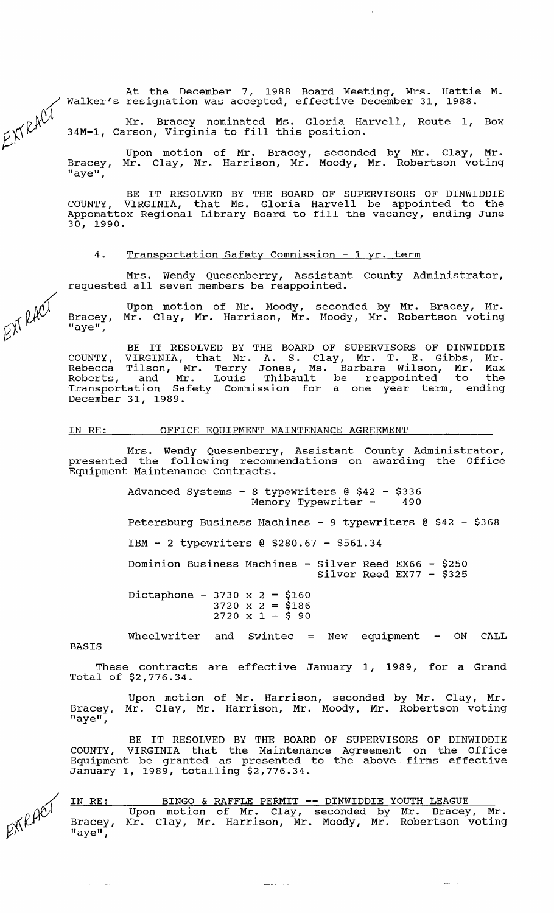At the December 7, 1988 Board Meeting, Mrs. Hattie M. Walker's resignation was accepted, effective December 31, 1988.

Mr. Bracey nominated Ms. Gloria Harvell, Route 1, Box 34M-1, Carson, Virginia to fill this position.

Upon motion of Mr. Bracey, seconded by Mr. Clay, Mr. Bracey, Mr. Clay, Mr. Harrison, Mr. Moody, Mr. Robertson voting "aye",

BE IT RESOLVED BY THE BOARD OF SUPERVISORS OF DINWIDDIE COUNTY, VIRGINIA, that Ms. Gloria Harvell be appointed to the Appomattox Regional Library Board to fill the vacancy, ending June 30, 1990.

4. Transportation Safety Commission - 1 yr. term

Mrs. Wendy Quesenberry, Assistant County Administrator, requested all seven members be reappointed.

Upon motion of Mr. Moody, seconded by Mr. Bracey, Mr. Bracey, Mr. Clay, Mr. Harrison, Mr. Moody, Mr. Robertson voting "aye",

BE IT RESOLVED BY THE BOARD OF SUPERVISORS OF DINWIDDIE COUNTY, VIRGINIA, that Mr. A. S. Clay, Mr. T. E. Gibbs, Mr. Rebecca Tilson, Mr. Terry Jones, Ms. Barbara Wilson, Mr. Max Roberts, and Mr. Louis Thibault be reappointed to the Transportation Safety Commission for a one year term, ending December 31, 1989.

IN RE: OFFICE EQUIPMENT MAINTENANCE AGREEMENT

Mrs. Wendy Quesenberry, Assistant County Administrator, presented the following recommendations on awarding the Office Equipment Maintenance Contracts.

Advanced Systems - 8 typewriters @ $42 - $336
Memory Typewriter - 490

Petersburg Business Machines - 9 typewriters @ $42 - $368

IBM - 2 typewriters @ $280.67 - $561.34

Dominion Business Machines - Silver Reed EX66 - $250
Silver Reed EX77 - $325

Dictaphone - 3730 x 2 = $160
3720 x 2 = $186
2720 x 1 = $ 90

Wheelwriter and Swintec = New equipment - ON CALL BASIS

These contracts are effective January 1, 1989, for a Grand Total of $2,776.34.

Upon motion of Mr. Harrison, seconded by Mr. Clay, Mr. Bracey, Mr. Clay, Mr. Harrison, Mr. Moody, Mr. Robertson voting "aye",

BE IT RESOLVED BY THE BOARD OF SUPERVISORS OF DINWIDDIE COUNTY, VIRGINIA that the Maintenance Agreement on the Office Equipment be granted as presented to the above firms effective January 1, 1989, totalling $2,776.34.

IN RE: BINGO & RAFFLE PERMIT -- DINWIDDIE YOUTH LEAGUE

Upon motion of Mr. Clay, seconded by Mr. Bracey, Mr. Bracey, Mr. Clay, Mr. Harrison, Mr. Moody, Mr. Robertson voting "aye",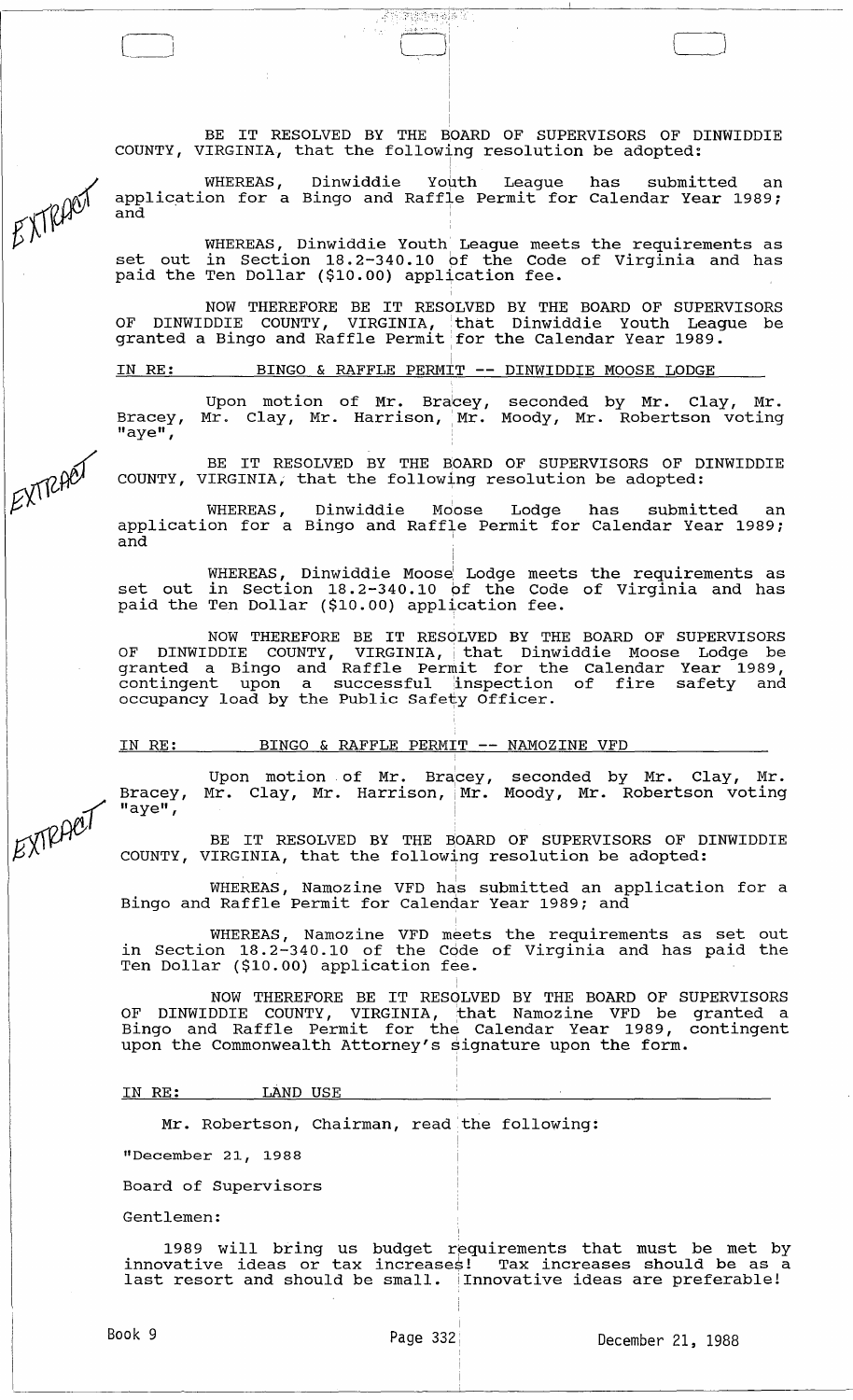BE IT RESOLVED BY THE BOARD OF SUPERVISORS OF DINWIDDIE COUNTY, VIRGINIA, that the following resolution be adopted:

WHEREAS, Dinwiddie Youth League has submitted an application for a Bingo and Raffle Permit for Calendar Year 1989; and

WHEREAS, Dinwiddie Youth League meets the requirements as set out in Section 18.2-340.10 of the Code of Virginia and has paid the Ten Dollar ($10.00) application fee.

NOW THEREFORE BE IT RESOLVED BY THE BOARD OF SUPERVISORS OF DINWIDDIE COUNTY, VIRGINIA, that Dinwiddie Youth League be granted a Bingo and Raffle Permit for the Calendar Year 1989.

IN RE: BINGO & RAFFLE PERMIT -- DINWIDDIE MOOSE LODGE

Upon motion of Mr. Bracey, seconded by Mr. Clay, Mr. Bracey, Mr. Clay, Mr. Harrison, Mr. Moody, Mr. Robertson voting "aye",

BE IT RESOLVED BY THE BOARD OF SUPERVISORS OF DINWIDDIE COUNTY, VIRGINIA, that the following resolution be adopted:

WHEREAS, Dinwiddie Moose Lodge has submitted an application for a Bingo and Raffle Permit for Calendar Year 1989; and

WHEREAS, Dinwiddie Moose Lodge meets the requirements as set out in Section 18.2-340.10 of the Code of Virginia and has paid the Ten Dollar ($10.00) application fee.

NOW THEREFORE BE IT RESOLVED BY THE BOARD OF SUPERVISORS OF DINWIDDIE COUNTY, VIRGINIA, that Dinwiddie Moose Lodge be granted a Bingo and Raffle Permit for the Calendar Year 1989, contingent upon a successful inspection of fire safety and occupancy load by the Public Safety Officer.

IN RE: BINGO & RAFFLE PERMIT -- NAMOZINE VFD

Upon motion of Mr. Bracey, seconded by Mr. Clay, Mr. Bracey, Mr. Clay, Mr. Harrison, Mr. Moody, Mr. Robertson voting "aye",

BE IT RESOLVED BY THE BOARD OF SUPERVISORS OF DINWIDDIE COUNTY, VIRGINIA, that the following resolution be adopted:

WHEREAS, Namozine VFD has submitted an application for a Bingo and Raffle Permit for Calendar Year 1989; and

WHEREAS, Namozine VFD meets the requirements as set out in Section 18.2-340.10 of the Code of Virginia and has paid the Ten Dollar ($10.00) application fee.

NOW THEREFORE BE IT RESOLVED BY THE BOARD OF SUPERVISORS OF DINWIDDIE COUNTY, VIRGINIA, that Namozine VFD be granted a Bingo and Raffle Permit for the Calendar Year 1989, contingent upon the Commonwealth Attorney's signature upon the form.

IN RE: LAND USE

Mr. Robertson, Chairman, read the following:

"December 21, 1988

Board of Supervisors

Gentlemen:

1989 will bring us budget requirements that must be met by innovative ideas or tax increases! Tax increases should be as a last resort and should be small. Innovative ideas are preferable!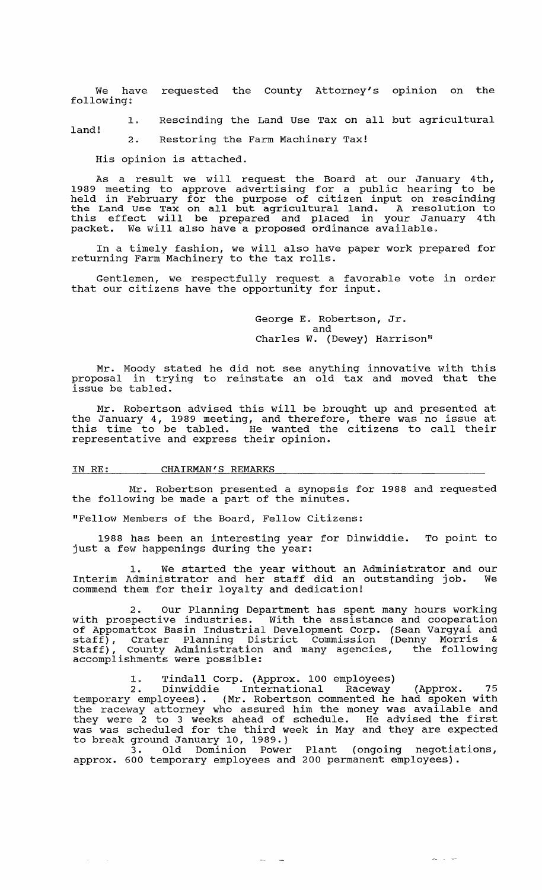We have requested the County Attorney's opinion on the following:

1. Rescinding the Land Use Tax on all but agricultural land!
2. Restoring the Farm Machinery Tax!

His opinion is attached.

As a result we will request the Board at our January 4th, 1989 meeting to approve advertising for a public hearing to be held in February for the purpose of citizen input on rescinding the Land Use Tax on all but agricultural land. A resolution to this effect will be prepared and placed in your January 4th packet. We will also have a proposed ordinance available.

In a timely fashion, we will also have paper work prepared for returning Farm Machinery to the tax rolls.

Gentlemen, we respectfully request a favorable vote in order that our citizens have the opportunity for input.

George E. Robertson, Jr.
and
Charles W. (Dewey) Harrison"

Mr. Moody stated he did not see anything innovative with this proposal in trying to reinstate an old tax and moved that the issue be tabled.

Mr. Robertson advised this will be brought up and presented at the January 4, 1989 meeting, and therefore, there was no issue at this time to be tabled. He wanted the citizens to call their representative and express their opinion.

IN RE: CHAIRMAN'S REMARKS

Mr. Robertson presented a synopsis for 1988 and requested the following be made a part of the minutes.

"Fellow Members of the Board, Fellow Citizens:

1988 has been an interesting year for Dinwiddie. To point to just a few happenings during the year:

1. We started the year without an Administrator and our Interim Administrator and her staff did an outstanding job. We commend them for their loyalty and dedication!

2. Our Planning Department has spent many hours working with prospective industries. With the assistance and cooperation of Appomattox Basin Industrial Development Corp. (Sean Vargyai and staff), Crater Planning District Commission (Denny Morris & Staff), County Administration and many agencies, the following accomplishments were possible:

1. Tindall Corp. (Approx. 100 employees)
2. Dinwiddie International Raceway (Approx. 75 temporary employees). (Mr. Robertson commented he had spoken with the raceway attorney who assured him the money was available and they were 2 to 3 weeks ahead of schedule. He advised the first was was scheduled for the third week in May and they are expected to break ground January 10, 1989.)
3. Old Dominion Power Plant (ongoing negotiations, approx. 600 temporary employees and 200 permanent employees).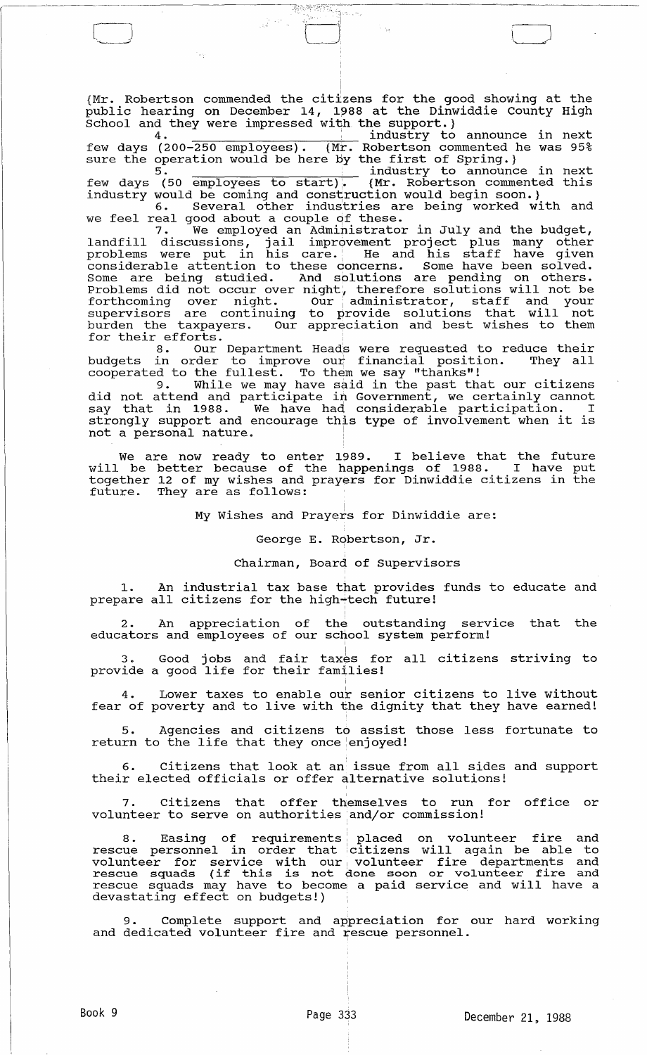(Mr. Robertson commended the citizens for the good showing at the public hearing on December 14, 1988 at the Dinwiddie County High School and they were impressed with the support.)

4. _______________ industry to announce in next few days (200-250 employees). (Mr. Robertson commented he was 95% sure the operation would be here by the first of Spring.)

5. _______________ industry to announce in next few days (50 employees to start). (Mr. Robertson commented this industry would be coming and construction would begin soon.)

6. Several other industries are being worked with and we feel real good about a couple of these.

7. We employed an Administrator in July and the budget, landfill discussions, jail improvement project plus many other problems were put in his care. He and his staff have given considerable attention to these concerns. Some have been solved. Some are being studied. And solutions are pending on others. Problems did not occur over night, therefore solutions will not be forthcoming over night. Our administrator, staff and your supervisors are continuing to provide solutions that will not burden the taxpayers. Our appreciation and best wishes to them for their efforts.

8. Our Department Heads were requested to reduce their budgets in order to improve our financial position. They all cooperated to the fullest. To them we say "thanks"!

9. While we may have said in the past that our citizens did not attend and participate in Government, we certainly cannot say that in 1988. We have had considerable participation. I strongly support and encourage this type of involvement when it is not a personal nature.

We are now ready to enter 1989. I believe that the future will be better because of the happenings of 1988. I have put together 12 of my wishes and prayers for Dinwiddie citizens in the future. They are as follows:

My Wishes and Prayers for Dinwiddie are:

George E. Robertson, Jr.

Chairman, Board of Supervisors

1. An industrial tax base that provides funds to educate and prepare all citizens for the high-tech future!

2. An appreciation of the outstanding service that the educators and employees of our school system perform!

3. Good jobs and fair taxes for all citizens striving to provide a good life for their families!

4. Lower taxes to enable our senior citizens to live without fear of poverty and to live with the dignity that they have earned!

5. Agencies and citizens to assist those less fortunate to return to the life that they once enjoyed!

6. Citizens that look at an issue from all sides and support their elected officials or offer alternative solutions!

7. Citizens that offer themselves to run for office or volunteer to serve on authorities and/or commission!

8. Easing of requirements placed on volunteer fire and rescue personnel in order that citizens will again be able to volunteer for service with our volunteer fire departments and rescue squads (if this is not done soon or volunteer fire and rescue squads may have to become a paid service and will have a devastating effect on budgets!)

9. Complete support and appreciation for our hard working and dedicated volunteer fire and rescue personnel.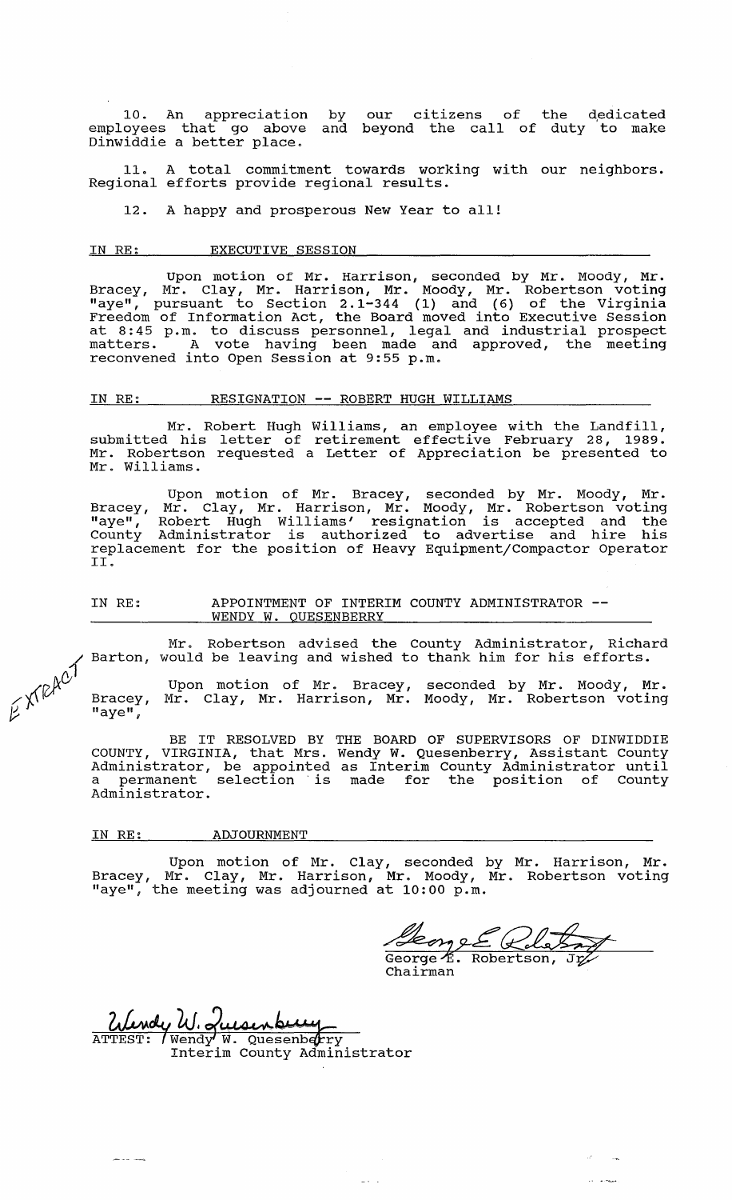10. An appreciation by our citizens of the dedicated employees that go above and beyond the call of duty to make Dinwiddie a better place.

11. A total commitment towards working with our neighbors. Regional efforts provide regional results.

12. A happy and prosperous New Year to all!

IN RE: EXECUTIVE SESSION

Upon motion of Mr. Harrison, seconded by Mr. Moody, Mr. Bracey, Mr. Clay, Mr. Harrison, Mr. Moody, Mr. Robertson voting "aye", pursuant to Section 2.1-344 (1) and (6) of the Virginia Freedom of Information Act, the Board moved into Executive Session at 8:45 p.m. to discuss personnel, legal and industrial prospect matters. A vote having been made and approved, the meeting reconvened into Open Session at 9:55 p.m.

IN RE: RESIGNATION -- ROBERT HUGH WILLIAMS

Mr. Robert Hugh Williams, an employee with the Landfill, submitted his letter of retirement effective February 28, 1989. Mr. Robertson requested a Letter of Appreciation be presented to Mr. Williams.

Upon motion of Mr. Bracey, seconded by Mr. Moody, Mr. Bracey, Mr. Clay, Mr. Harrison, Mr. Moody, Mr. Robertson voting "aye", Robert Hugh Williams' resignation is accepted and the County Administrator is authorized to advertise and hire his replacement for the position of Heavy Equipment/Compactor Operator II.

IN RE: APPOINTMENT OF INTERIM COUNTY ADMINISTRATOR -- WENDY W. QUESENBERRY

Mr. Robertson advised the County Administrator, Richard Barton, would be leaving and wished to thank him for his efforts.

EXTRACT

Upon motion of Mr. Bracey, seconded by Mr. Moody, Mr. Bracey, Mr. Clay, Mr. Harrison, Mr. Moody, Mr. Robertson voting "aye",

BE IT RESOLVED BY THE BOARD OF SUPERVISORS OF DINWIDDIE COUNTY, VIRGINIA, that Mrs. Wendy W. Quesenberry, Assistant County Administrator, be appointed as Interim County Administrator until a permanent selection is made for the position of County Administrator.

IN RE: ADJOURNMENT

Upon motion of Mr. Clay, seconded by Mr. Harrison, Mr. Bracey, Mr. Clay, Mr. Harrison, Mr. Moody, Mr. Robertson voting "aye", the meeting was adjourned at 10:00 p.m.

George E. Robertson, Jr.
Chairman

ATTEST: Wendy W. Quesenberry
Interim County Administrator